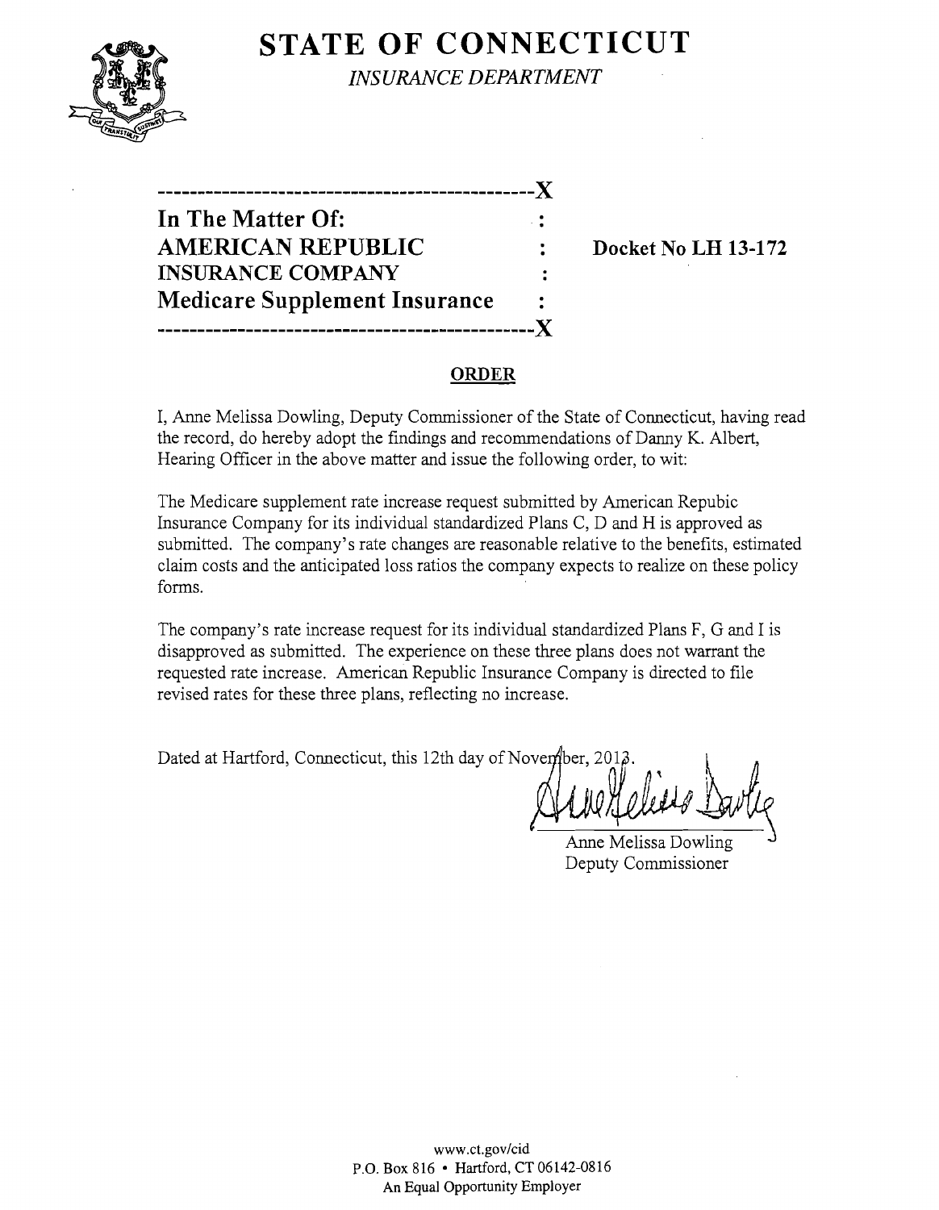# STATE OF CONNECTICUT

*INSURANCE DEPARTMENT*

---------------------------------------------X

**In The Matter Of:** :
**AMERICAN REPUBLIC** : **Docket No LH 13-172**
**INSURANCE COMPANY** :
**Medicare Supplement Insurance** :

---------------------------------------------X

## ORDER

I, Anne Melissa Dowling, Deputy Commissioner of the State of Connecticut, having read the record, do hereby adopt the findings and recommendations of Danny K. Albert, Hearing Officer in the above matter and issue the following order, to wit:

The Medicare supplement rate increase request submitted by American Repubic Insurance Company for its individual standardized Plans C, D and H is approved as submitted. The company's rate changes are reasonable relative to the benefits, estimated claim costs and the anticipated loss ratios the company expects to realize on these policy forms.

The company's rate increase request for its individual standardized Plans F, G and I is disapproved as submitted. The experience on these three plans does not warrant the requested rate increase. American Republic Insurance Company is directed to file revised rates for these three plans, reflecting no increase.

Dated at Hartford, Connecticut, this 12th day of November, 2013.

Anne Melissa Dowling
Deputy Commissioner

www.ct.gov/cid
P.O. Box 816 • Hartford, CT 06142-0816
An Equal Opportunity Employer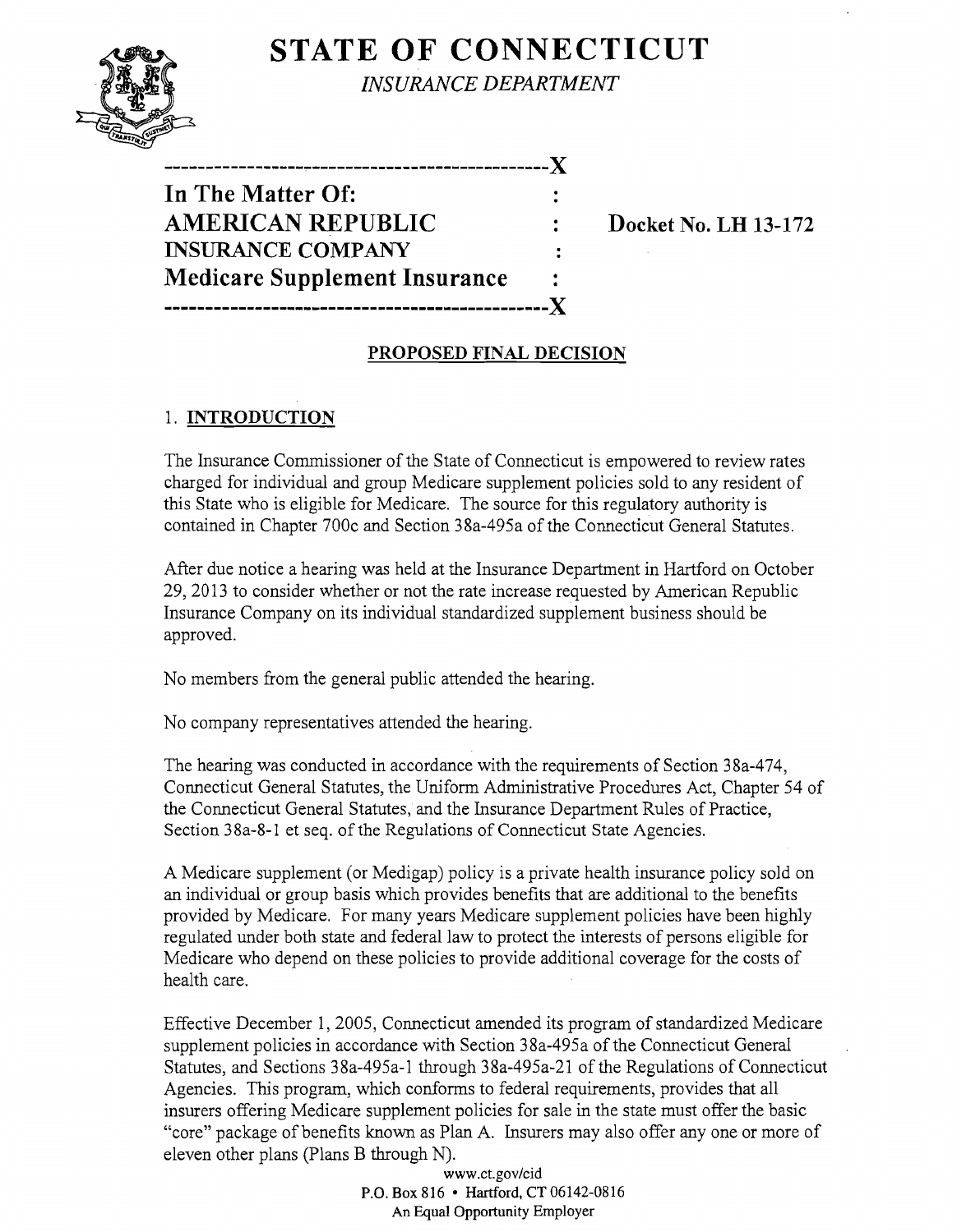# STATE OF CONNECTICUT

*INSURANCE DEPARTMENT*

---

**In The Matter Of:**
**AMERICAN REPUBLIC INSURANCE COMPANY**
**Medicare Supplement Insurance**

**Docket No. LH 13-172**

---

**PROPOSED FINAL DECISION**

## 1. INTRODUCTION

The Insurance Commissioner of the State of Connecticut is empowered to review rates charged for individual and group Medicare supplement policies sold to any resident of this State who is eligible for Medicare. The source for this regulatory authority is contained in Chapter 700c and Section 38a-495a of the Connecticut General Statutes.

After due notice a hearing was held at the Insurance Department in Hartford on October 29, 2013 to consider whether or not the rate increase requested by American Republic Insurance Company on its individual standardized supplement business should be approved.

No members from the general public attended the hearing.

No company representatives attended the hearing.

The hearing was conducted in accordance with the requirements of Section 38a-474, Connecticut General Statutes, the Uniform Administrative Procedures Act, Chapter 54 of the Connecticut General Statutes, and the Insurance Department Rules of Practice, Section 38a-8-1 et seq. of the Regulations of Connecticut State Agencies.

A Medicare supplement (or Medigap) policy is a private health insurance policy sold on an individual or group basis which provides benefits that are additional to the benefits provided by Medicare. For many years Medicare supplement policies have been highly regulated under both state and federal law to protect the interests of persons eligible for Medicare who depend on these policies to provide additional coverage for the costs of health care.

Effective December 1, 2005, Connecticut amended its program of standardized Medicare supplement policies in accordance with Section 38a-495a of the Connecticut General Statutes, and Sections 38a-495a-1 through 38a-495a-21 of the Regulations of Connecticut Agencies. This program, which conforms to federal requirements, provides that all insurers offering Medicare supplement policies for sale in the state must offer the basic "core" package of benefits known as Plan A. Insurers may also offer any one or more of eleven other plans (Plans B through N).

www.ct.gov/cid
P.O. Box 816 • Hartford, CT 06142-0816
An Equal Opportunity Employer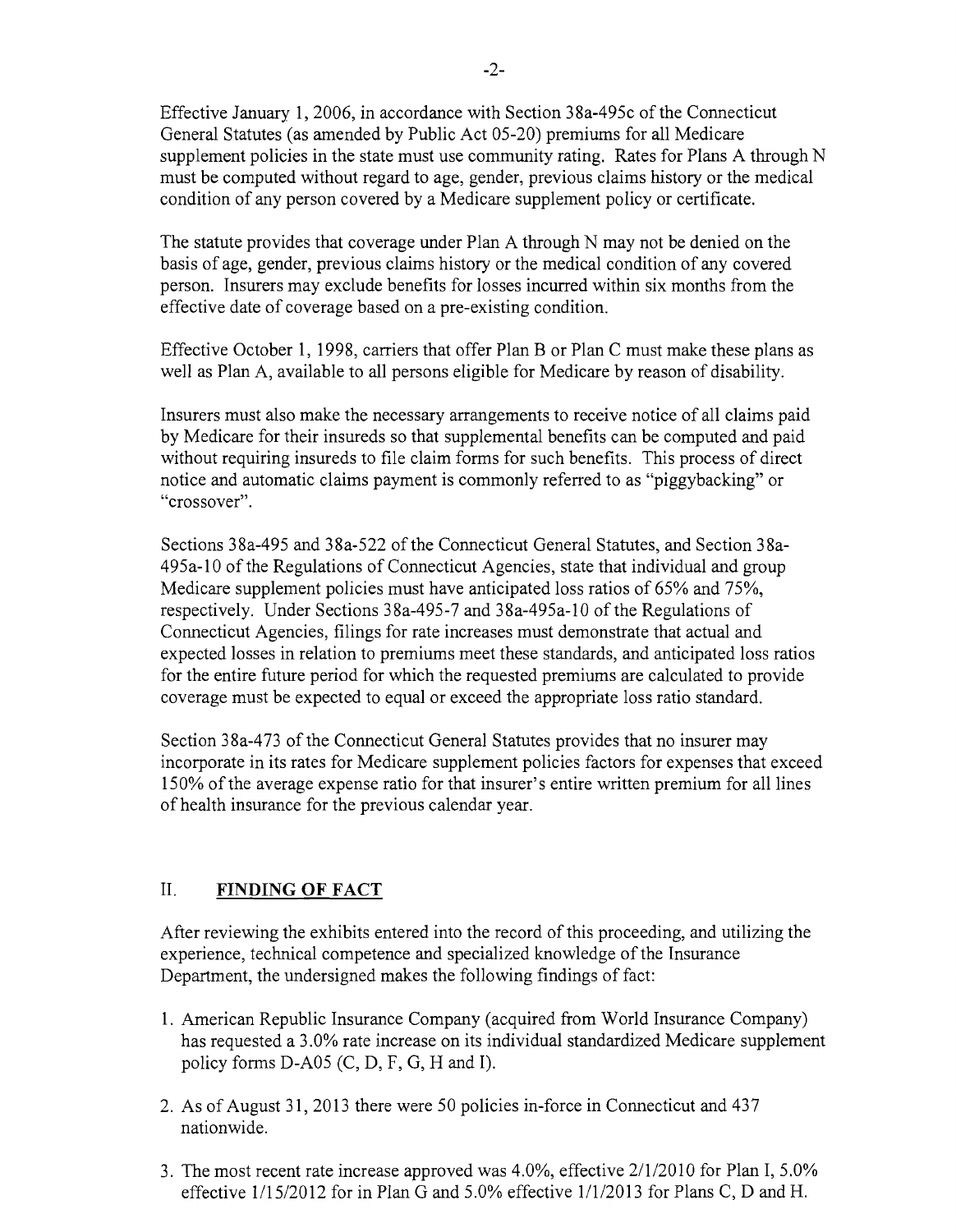Effective January 1, 2006, in accordance with Section 38a-495c of the Connecticut General Statutes (as amended by Public Act 05-20) premiums for all Medicare supplement policies in the state must use community rating. Rates for Plans A through N must be computed without regard to age, gender, previous claims history or the medical condition of any person covered by a Medicare supplement policy or certificate.

The statute provides that coverage under Plan A through N may not be denied on the basis of age, gender, previous claims history or the medical condition of any covered person. Insurers may exclude benefits for losses incurred within six months from the effective date of coverage based on a pre-existing condition.

Effective October 1, 1998, carriers that offer Plan B or Plan C must make these plans as well as Plan A, available to all persons eligible for Medicare by reason of disability.

Insurers must also make the necessary arrangements to receive notice of all claims paid by Medicare for their insureds so that supplemental benefits can be computed and paid without requiring insureds to file claim forms for such benefits. This process of direct notice and automatic claims payment is commonly referred to as "piggybacking" or "crossover".

Sections 38a-495 and 38a-522 of the Connecticut General Statutes, and Section 38a-495a-10 of the Regulations of Connecticut Agencies, state that individual and group Medicare supplement policies must have anticipated loss ratios of 65% and 75%, respectively. Under Sections 38a-495-7 and 38a-495a-10 of the Regulations of Connecticut Agencies, filings for rate increases must demonstrate that actual and expected losses in relation to premiums meet these standards, and anticipated loss ratios for the entire future period for which the requested premiums are calculated to provide coverage must be expected to equal or exceed the appropriate loss ratio standard.

Section 38a-473 of the Connecticut General Statutes provides that no insurer may incorporate in its rates for Medicare supplement policies factors for expenses that exceed 150% of the average expense ratio for that insurer's entire written premium for all lines of health insurance for the previous calendar year.

## II. FINDING OF FACT

After reviewing the exhibits entered into the record of this proceeding, and utilizing the experience, technical competence and specialized knowledge of the Insurance Department, the undersigned makes the following findings of fact:

1. American Republic Insurance Company (acquired from World Insurance Company) has requested a 3.0% rate increase on its individual standardized Medicare supplement policy forms D-A05 (C, D, F, G, H and I).
2. As of August 31, 2013 there were 50 policies in-force in Connecticut and 437 nationwide.
3. The most recent rate increase approved was 4.0%, effective 2/1/2010 for Plan I, 5.0% effective 1/15/2012 for in Plan G and 5.0% effective 1/1/2013 for Plans C, D and H.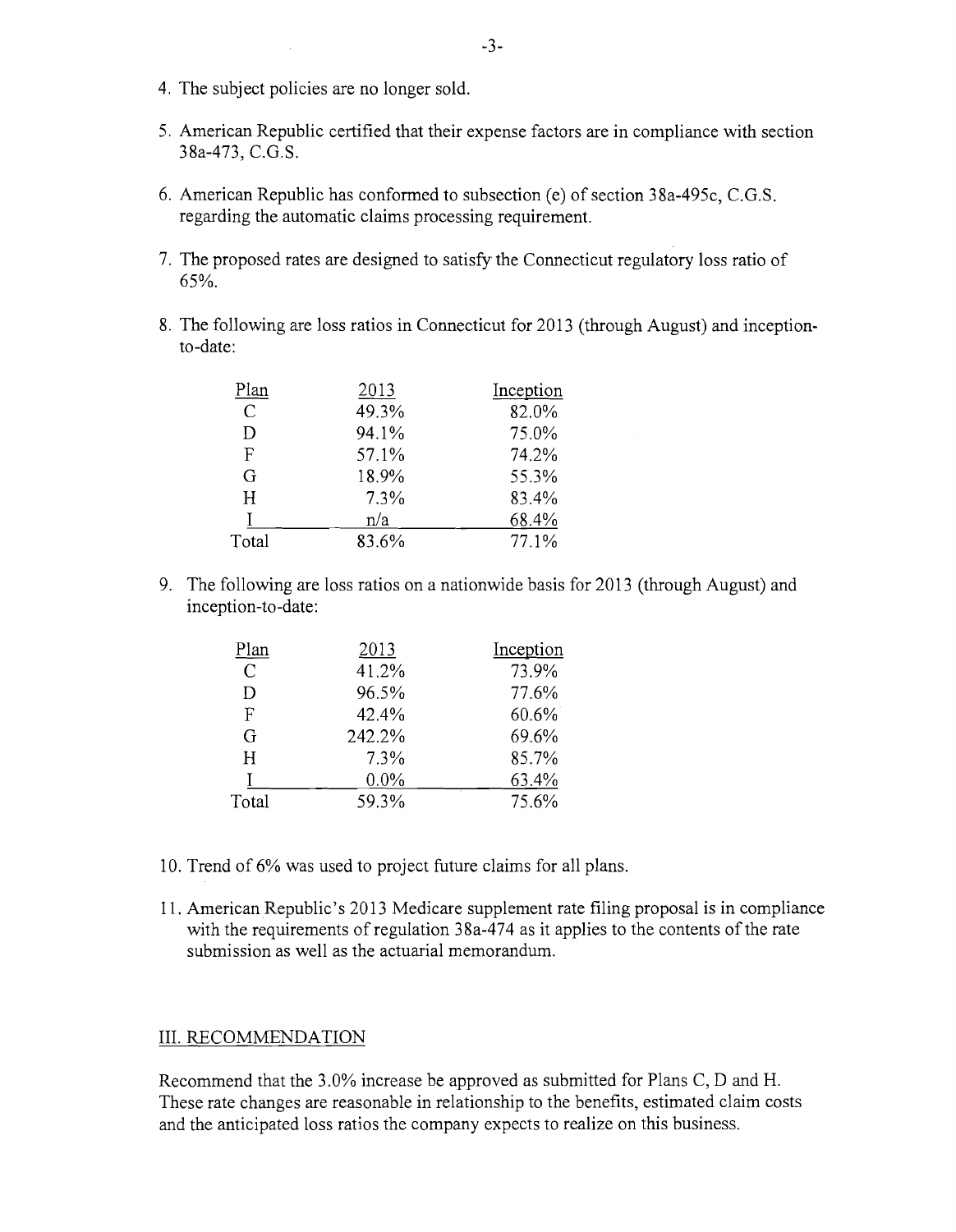4. The subject policies are no longer sold.

5. American Republic certified that their expense factors are in compliance with section 38a-473, C.G.S.

6. American Republic has conformed to subsection (e) of section 38a-495c, C.G.S. regarding the automatic claims processing requirement.

7. The proposed rates are designed to satisfy the Connecticut regulatory loss ratio of 65%.

8. The following are loss ratios in Connecticut for 2013 (through August) and inception-to-date:

| Plan | 2013 | Inception |
|---|---|---|
| C | 49.3% | 82.0% |
| D | 94.1% | 75.0% |
| F | 57.1% | 74.2% |
| G | 18.9% | 55.3% |
| H | 7.3% | 83.4% |
| I | n/a | 68.4% |
| Total | 83.6% | 77.1% |

9. The following are loss ratios on a nationwide basis for 2013 (through August) and inception-to-date:

| Plan | 2013 | Inception |
|---|---|---|
| C | 41.2% | 73.9% |
| D | 96.5% | 77.6% |
| F | 42.4% | 60.6% |
| G | 242.2% | 69.6% |
| H | 7.3% | 85.7% |
| I | 0.0% | 63.4% |
| Total | 59.3% | 75.6% |

10. Trend of 6% was used to project future claims for all plans.

11. American Republic's 2013 Medicare supplement rate filing proposal is in compliance with the requirements of regulation 38a-474 as it applies to the contents of the rate submission as well as the actuarial memorandum.

## III. RECOMMENDATION

Recommend that the 3.0% increase be approved as submitted for Plans C, D and H. These rate changes are reasonable in relationship to the benefits, estimated claim costs and the anticipated loss ratios the company expects to realize on this business.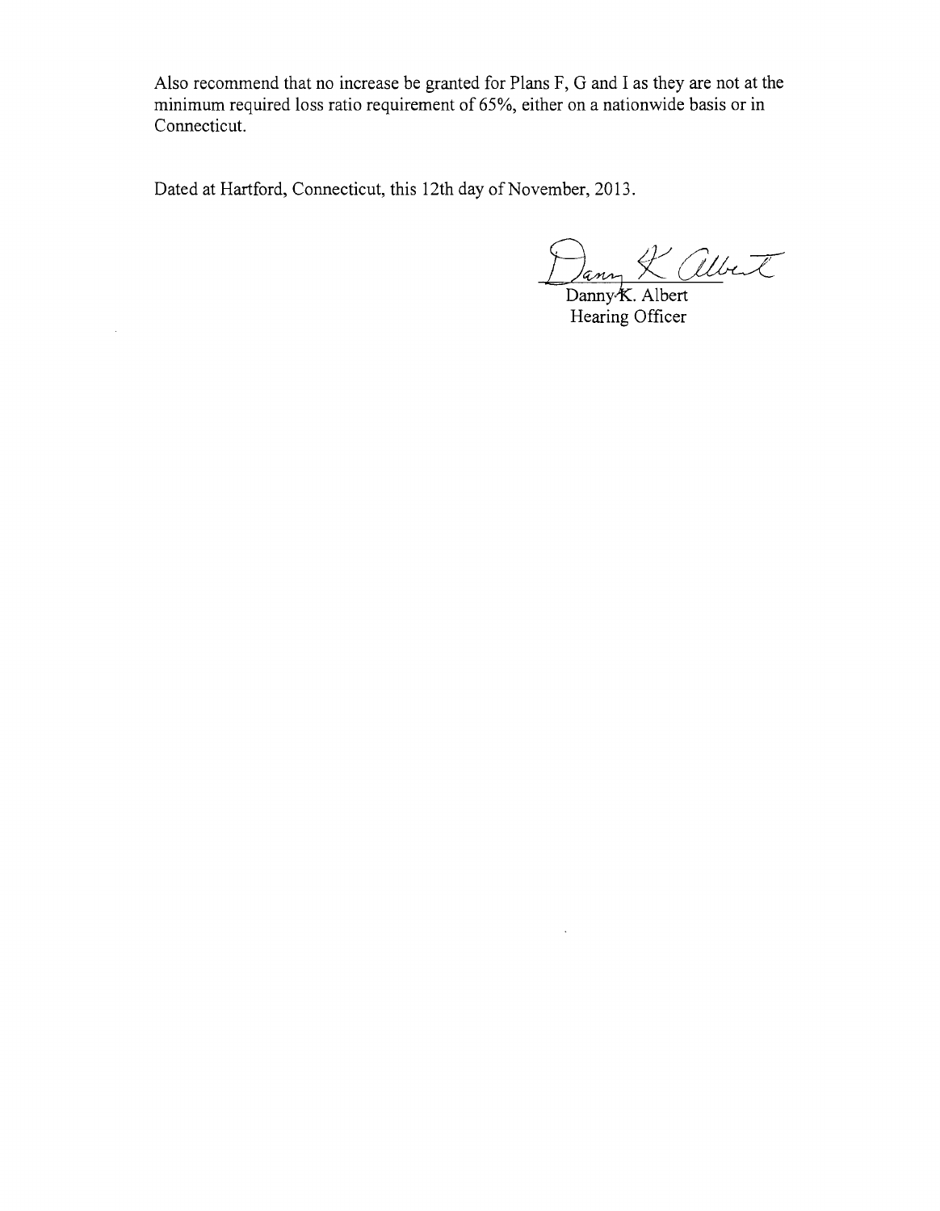Also recommend that no increase be granted for Plans F, G and I as they are not at the minimum required loss ratio requirement of 65%, either on a nationwide basis or in Connecticut.

Dated at Hartford, Connecticut, this 12th day of November, 2013.

Danny K. Albert
Hearing Officer